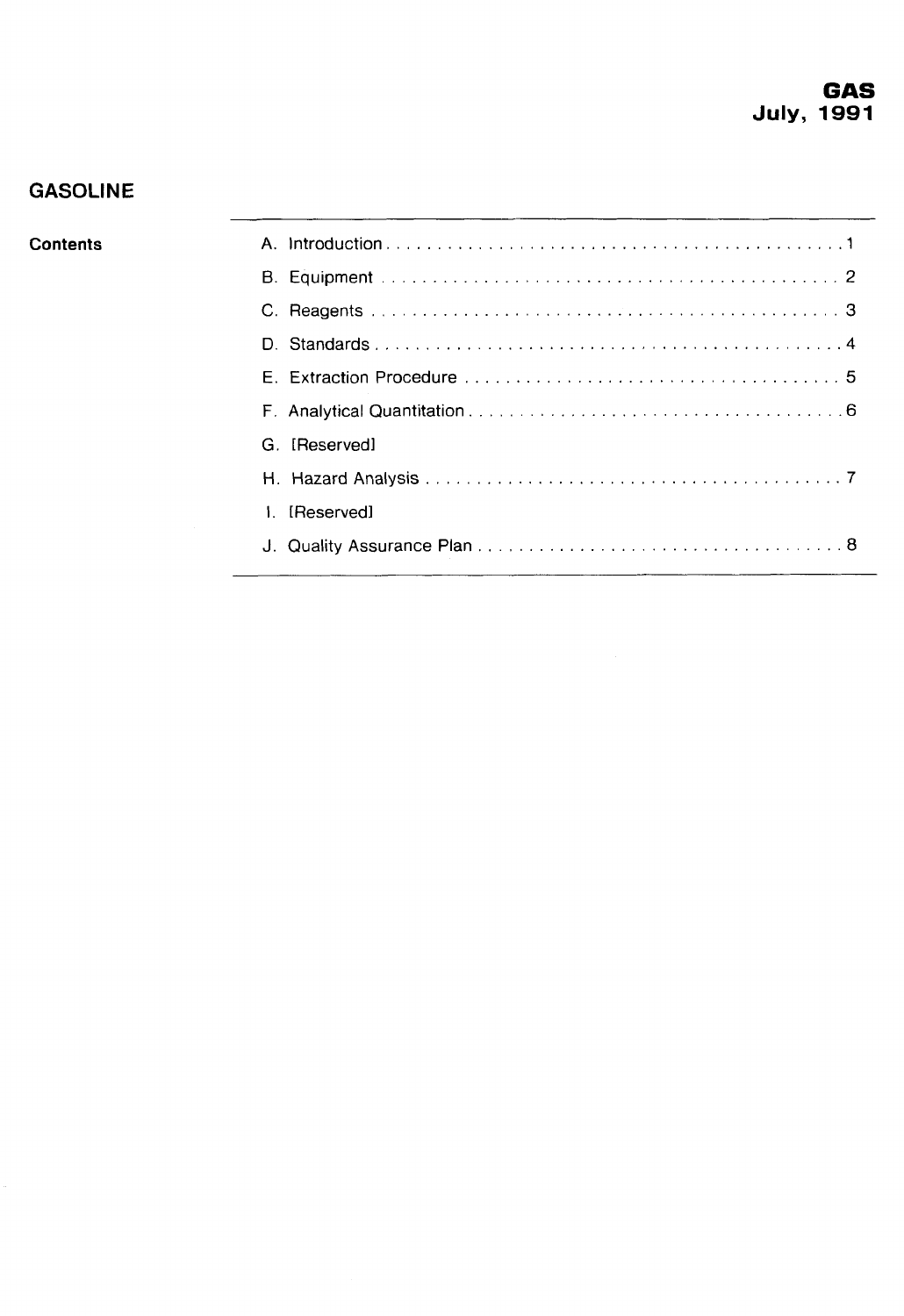**GAS**
**July, 1991**

# GASOLINE

**Contents**

A. Introduction . . . . . . . . . . . . . . . . . . . . . . . . . . . . . . . . . . . . . . . . . . . . . 1

B. Equipment . . . . . . . . . . . . . . . . . . . . . . . . . . . . . . . . . . . . . . . . . . . . . 2

C. Reagents . . . . . . . . . . . . . . . . . . . . . . . . . . . . . . . . . . . . . . . . . . . . . . 3

D. Standards . . . . . . . . . . . . . . . . . . . . . . . . . . . . . . . . . . . . . . . . . . . . . . 4

E. Extraction Procedure . . . . . . . . . . . . . . . . . . . . . . . . . . . . . . . . . . . . . 5

F. Analytical Quantitation . . . . . . . . . . . . . . . . . . . . . . . . . . . . . . . . . . . . 6

G. [Reserved]

H. Hazard Analysis . . . . . . . . . . . . . . . . . . . . . . . . . . . . . . . . . . . . . . . . . 7

I. [Reserved]

J. Quality Assurance Plan . . . . . . . . . . . . . . . . . . . . . . . . . . . . . . . . . . . 8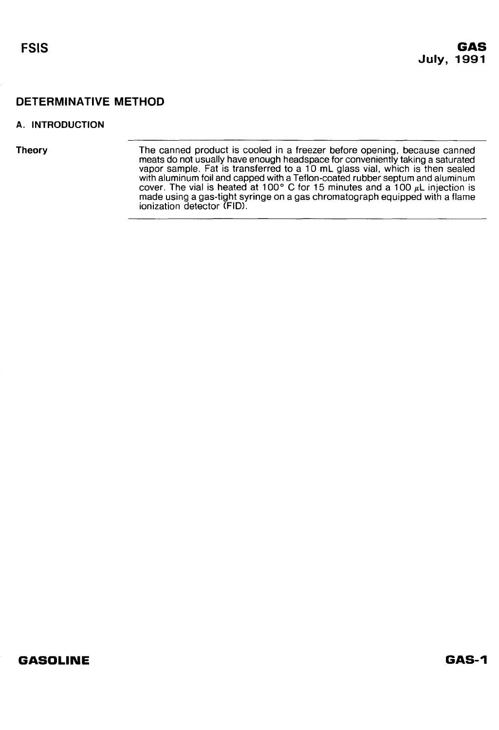## DETERMINATIVE METHOD

### A. INTRODUCTION

**Theory**

The canned product is cooled in a freezer before opening, because canned meats do not usually have enough headspace for conveniently taking a saturated vapor sample. Fat is transferred to a 10 mL glass vial, which is then sealed with aluminum foil and capped with a Teflon-coated rubber septum and aluminum cover. The vial is heated at 100° C for 15 minutes and a 100 $\mu$L injection is made using a gas-tight syringe on a gas chromatograph equipped with a flame ionization detector (FID).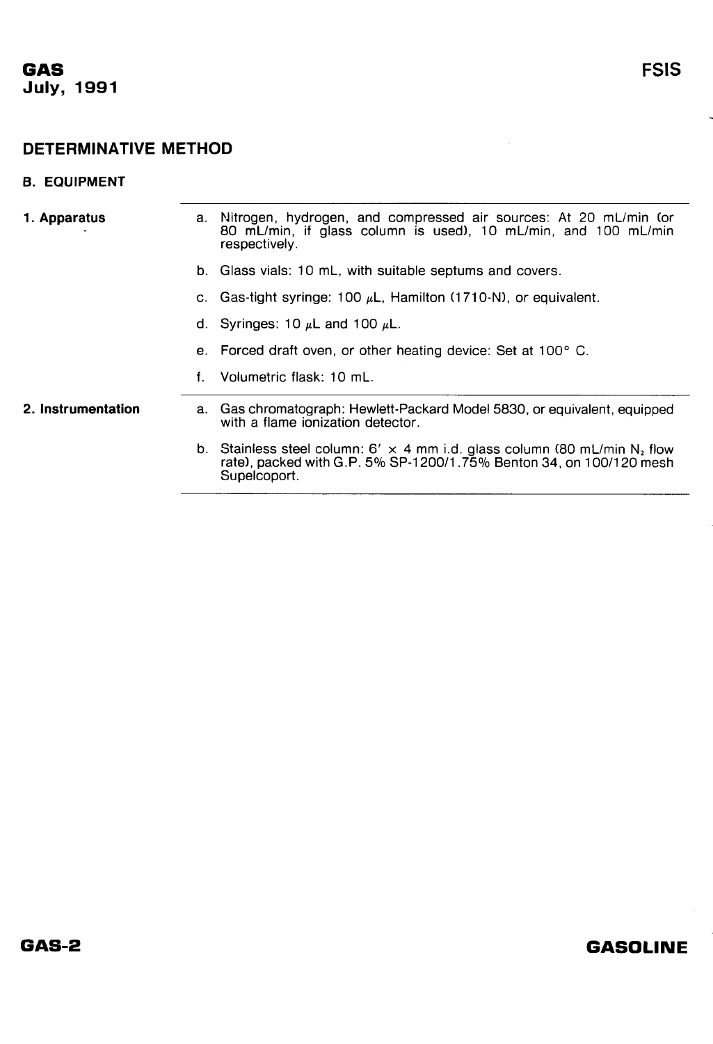## DETERMINATIVE METHOD

### B. EQUIPMENT

**1. Apparatus**

a. Nitrogen, hydrogen, and compressed air sources: At 20 mL/min (or 80 mL/min, if glass column is used), 10 mL/min, and 100 mL/min respectively.

b. Glass vials: 10 mL, with suitable septums and covers.

c. Gas-tight syringe: 100 $\mu$L, Hamilton (1710-N), or equivalent.

d. Syringes: 10 $\mu$L and 100 $\mu$L.

e. Forced draft oven, or other heating device: Set at 100° C.

f. Volumetric flask: 10 mL.

**2. Instrumentation**

a. Gas chromatograph: Hewlett-Packard Model 5830, or equivalent, equipped with a flame ionization detector.

b. Stainless steel column: 6′ × 4 mm i.d. glass column (80 mL/min $N_2$ flow rate), packed with G.P. 5% SP-1200/1.75% Benton 34, on 100/120 mesh Supelcoport.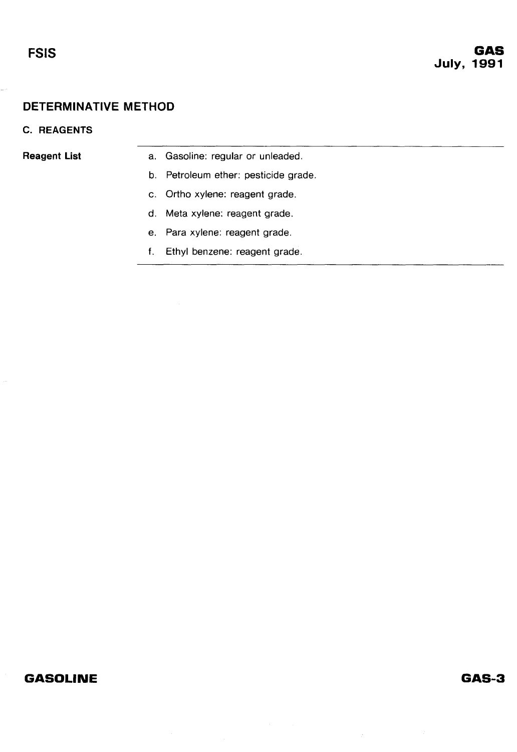## DETERMINATIVE METHOD

### C. REAGENTS

**Reagent List**

a. Gasoline: regular or unleaded.

b. Petroleum ether: pesticide grade.

c. Ortho xylene: reagent grade.

d. Meta xylene: reagent grade.

e. Para xylene: reagent grade.

f. Ethyl benzene: reagent grade.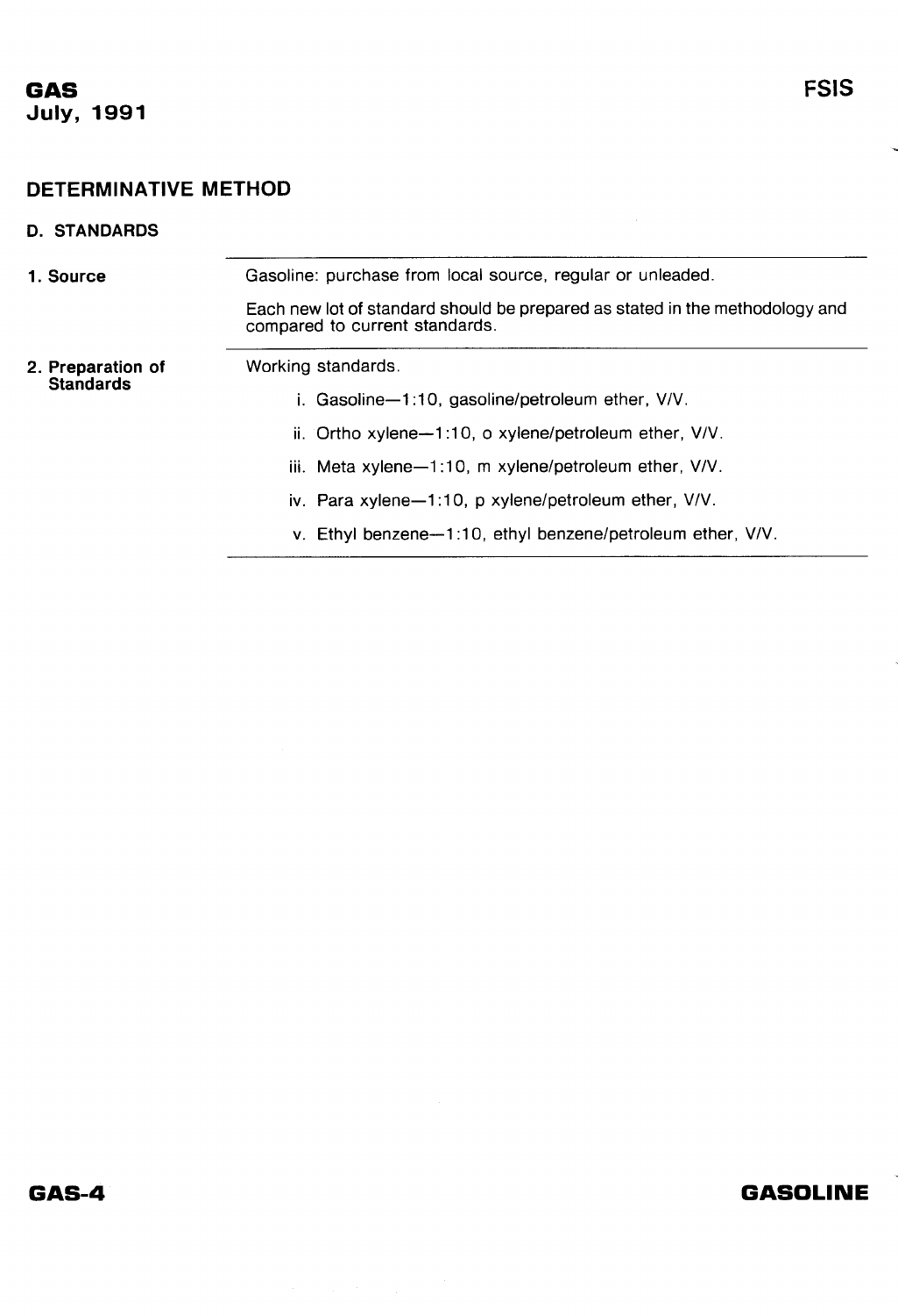## DETERMINATIVE METHOD

### D. STANDARDS

| | |
|---|---|
| **1. Source** | Gasoline: purchase from local source, regular or unleaded.<br><br>Each new lot of standard should be prepared as stated in the methodology and compared to current standards. |
| **2. Preparation of Standards** | Working standards.<br>i. Gasoline—1:10, gasoline/petroleum ether, V/V.<br>ii. Ortho xylene—1:10, o xylene/petroleum ether, V/V.<br>iii. Meta xylene—1:10, m xylene/petroleum ether, V/V.<br>iv. Para xylene—1:10, p xylene/petroleum ether, V/V.<br>v. Ethyl benzene—1:10, ethyl benzene/petroleum ether, V/V. |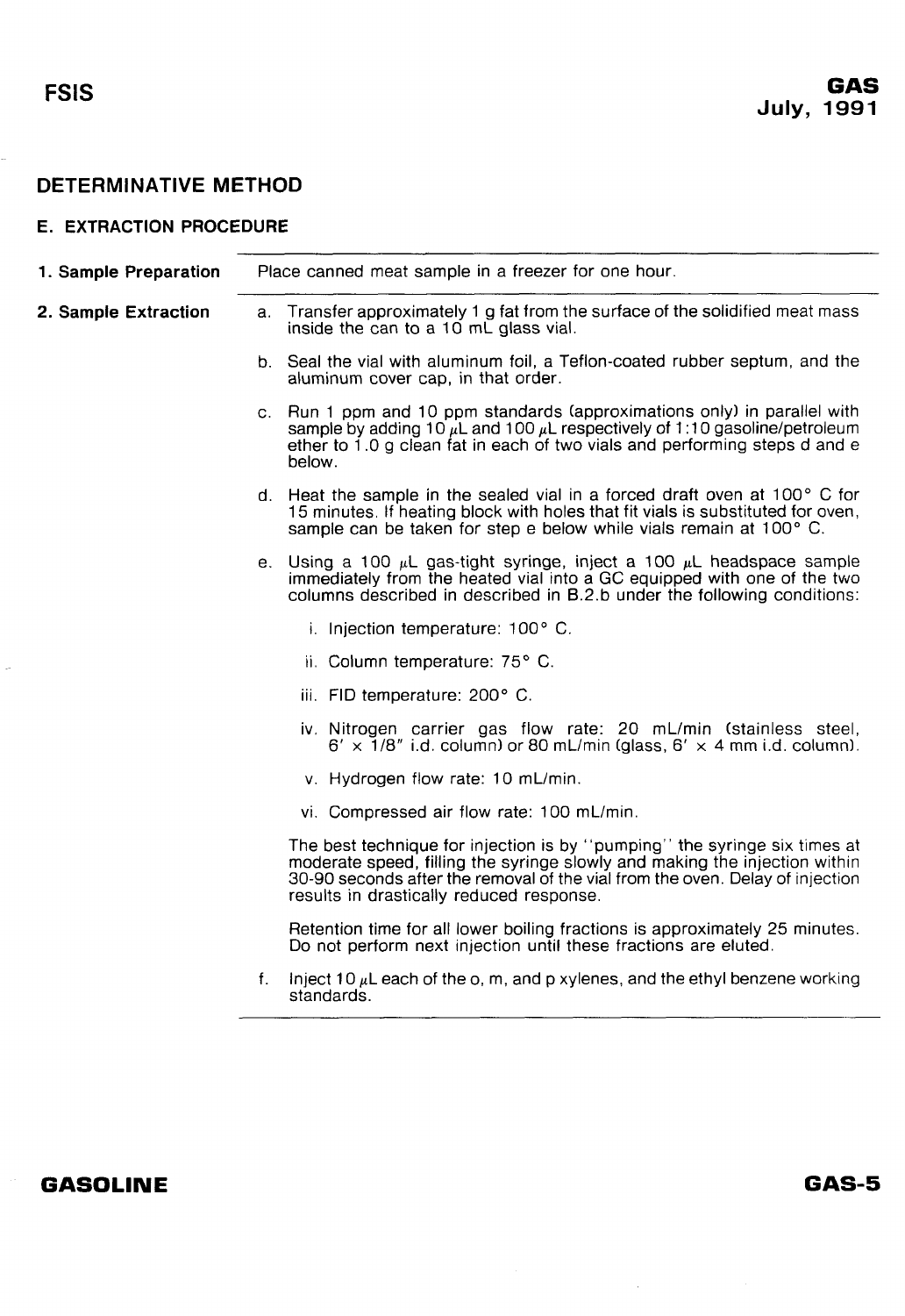## DETERMINATIVE METHOD

### E. EXTRACTION PROCEDURE

**1. Sample Preparation**

Place canned meat sample in a freezer for one hour.

**2. Sample Extraction**

a. Transfer approximately 1 g fat from the surface of the solidified meat mass inside the can to a 10 mL glass vial.

b. Seal the vial with aluminum foil, a Teflon-coated rubber septum, and the aluminum cover cap, in that order.

c. Run 1 ppm and 10 ppm standards (approximations only) in parallel with sample by adding 10 µL and 100 µL respectively of 1:10 gasoline/petroleum ether to 1.0 g clean fat in each of two vials and performing steps d and e below.

d. Heat the sample in the sealed vial in a forced draft oven at 100° C for 15 minutes. If heating block with holes that fit vials is substituted for oven, sample can be taken for step e below while vials remain at 100° C.

e. Using a 100 µL gas-tight syringe, inject a 100 µL headspace sample immediately from the heated vial into a GC equipped with one of the two columns described in described in B.2.b under the following conditions:

   i. Injection temperature: 100° C.

   ii. Column temperature: 75° C.

   iii. FID temperature: 200° C.

   iv. Nitrogen carrier gas flow rate: 20 mL/min (stainless steel, 6' × 1/8" i.d. column) or 80 mL/min (glass, 6' × 4 mm i.d. column).

   v. Hydrogen flow rate: 10 mL/min.

   vi. Compressed air flow rate: 100 mL/min.

   The best technique for injection is by "pumping" the syringe six times at moderate speed, filling the syringe slowly and making the injection within 30-90 seconds after the removal of the vial from the oven. Delay of injection results in drastically reduced response.

   Retention time for all lower boiling fractions is approximately 25 minutes. Do not perform next injection until these fractions are eluted.

f. Inject 10 µL each of the o, m, and p xylenes, and the ethyl benzene working standards.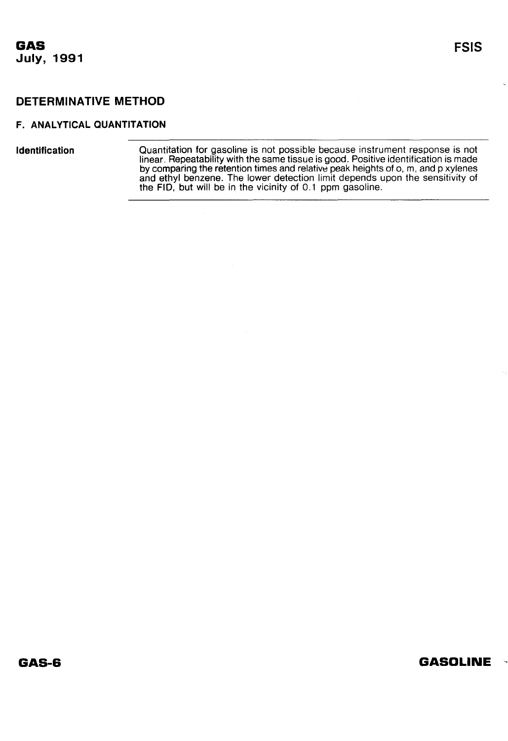## DETERMINATIVE METHOD

### F. ANALYTICAL QUANTITATION

**Identification**

Quantitation for gasoline is not possible because instrument response is not linear. Repeatability with the same tissue is good. Positive identification is made by comparing the retention times and relative peak heights of o, m, and p xylenes and ethyl benzene. The lower detection limit depends upon the sensitivity of the FID, but will be in the vicinity of 0.1 ppm gasoline.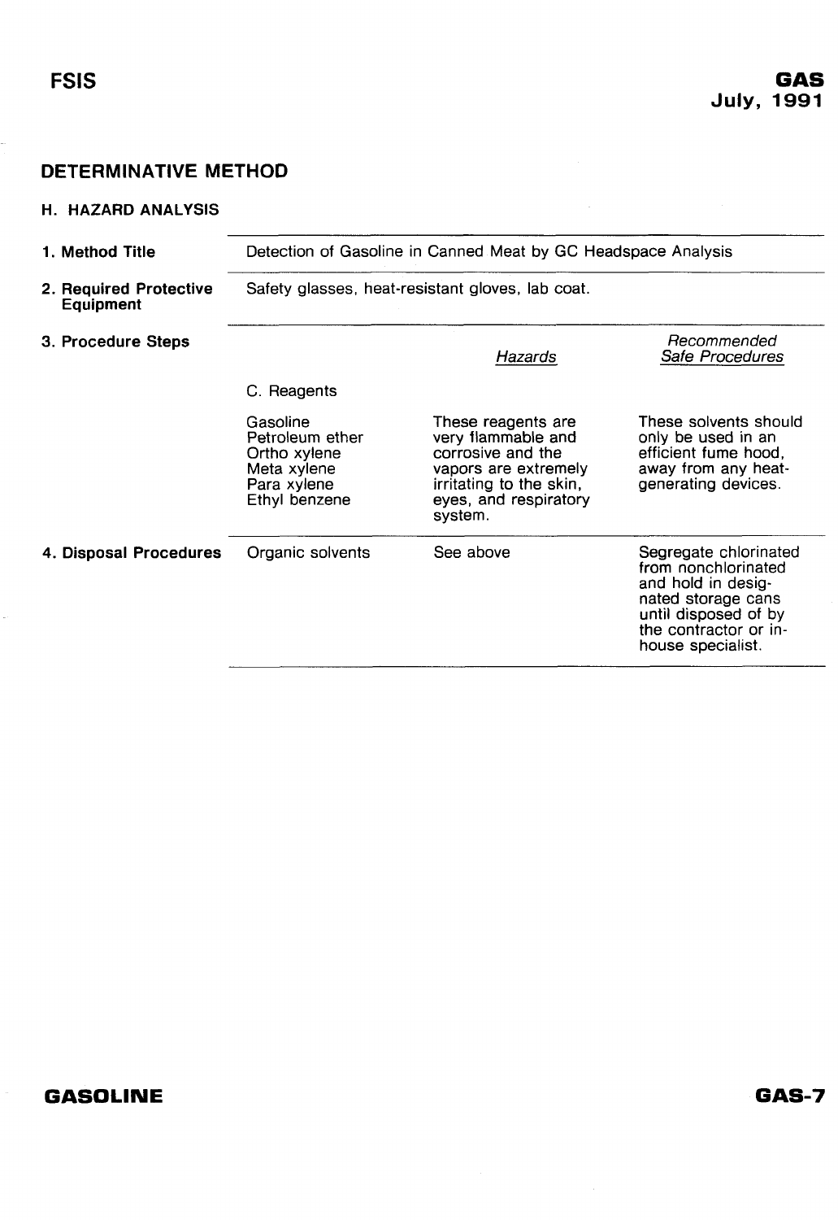## DETERMINATIVE METHOD

### H. HAZARD ANALYSIS

| | | | |
|---|---|---|---|
| **1. Method Title** | Detection of Gasoline in Canned Meat by GC Headspace Analysis | | |
| **2. Required Protective Equipment** | Safety glasses, heat-resistant gloves, lab coat. | | |
| **3. Procedure Steps** | | *Hazards* | *Recommended Safe Procedures* |
| | C. Reagents | | |
| | Gasoline<br>Petroleum ether<br>Ortho xylene<br>Meta xylene<br>Para xylene<br>Ethyl benzene | These reagents are very flammable and corrosive and the vapors are extremely irritating to the skin, eyes, and respiratory system. | These solvents should only be used in an efficient fume hood, away from any heat-generating devices. |
| **4. Disposal Procedures** | Organic solvents | See above | Segregate chlorinated from nonchlorinated and hold in designated storage cans until disposed of by the contractor or in-house specialist. |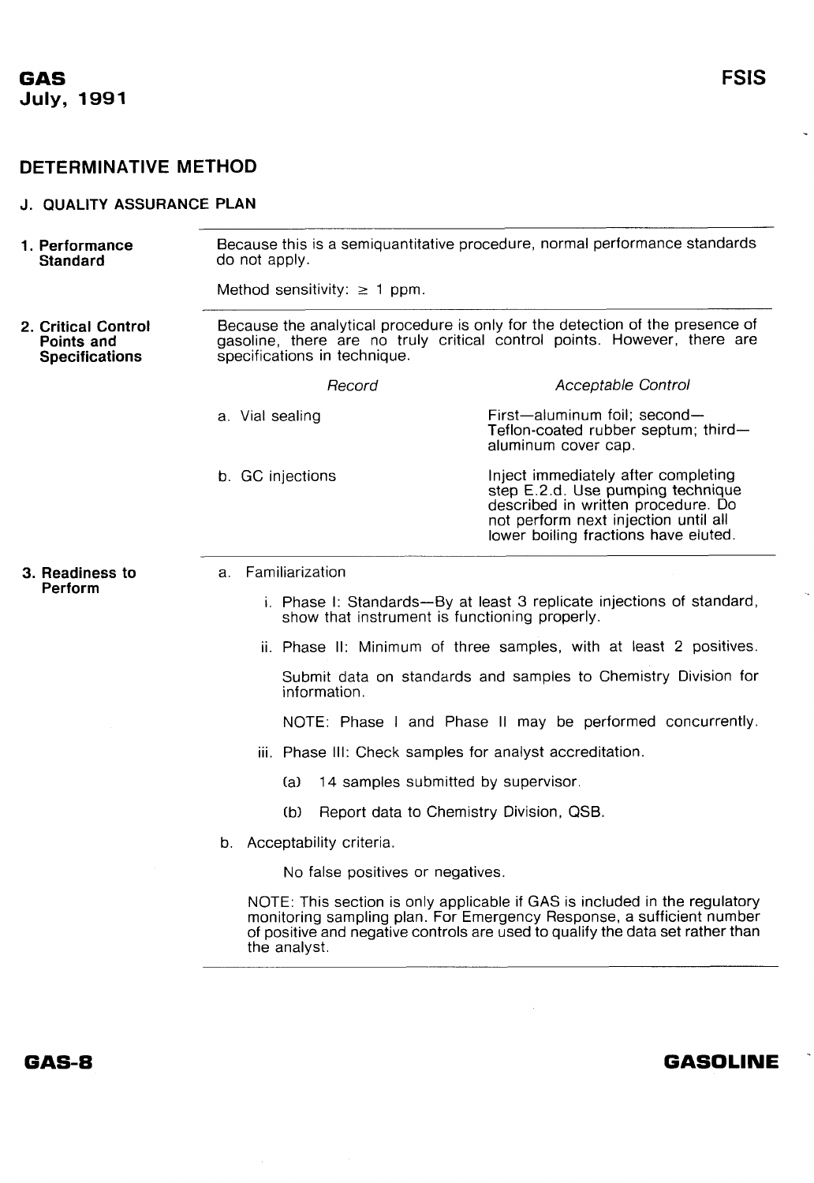## DETERMINATIVE METHOD

### J. QUALITY ASSURANCE PLAN

**1. Performance Standard**

Because this is a semiquantitative procedure, normal performance standards do not apply.

Method sensitivity: $\geq$ 1 ppm.

**2. Critical Control Points and Specifications**

Because the analytical procedure is only for the detection of the presence of gasoline, there are no truly critical control points. However, there are specifications in technique.

| *Record* | *Acceptable Control* |
|---|---|
| a. Vial sealing | First—aluminum foil; second—Teflon-coated rubber septum; third—aluminum cover cap. |
| b. GC injections | Inject immediately after completing step E.2.d. Use pumping technique described in written procedure. Do not perform next injection until all lower boiling fractions have eluted. |

**3. Readiness to Perform**

a. Familiarization

i. Phase I: Standards—By at least 3 replicate injections of standard, show that instrument is functioning properly.

ii. Phase II: Minimum of three samples, with at least 2 positives.

Submit data on standards and samples to Chemistry Division for information.

NOTE: Phase I and Phase II may be performed concurrently.

iii. Phase III: Check samples for analyst accreditation.

(a) 14 samples submitted by supervisor.

(b) Report data to Chemistry Division, QSB.

b. Acceptability criteria.

No false positives or negatives.

NOTE: This section is only applicable if GAS is included in the regulatory monitoring sampling plan. For Emergency Response, a sufficient number of positive and negative controls are used to qualify the data set rather than the analyst.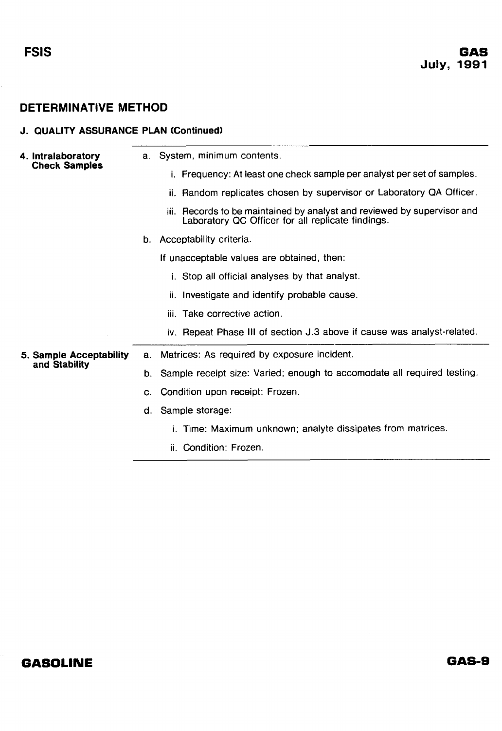## DETERMINATIVE METHOD

### J. QUALITY ASSURANCE PLAN (Continued)

**4. Intralaboratory Check Samples**

a. System, minimum contents.

   i. Frequency: At least one check sample per analyst per set of samples.

   ii. Random replicates chosen by supervisor or Laboratory QA Officer.

   iii. Records to be maintained by analyst and reviewed by supervisor and Laboratory QC Officer for all replicate findings.

b. Acceptability criteria.

   If unacceptable values are obtained, then:

   i. Stop all official analyses by that analyst.

   ii. Investigate and identify probable cause.

   iii. Take corrective action.

   iv. Repeat Phase III of section J.3 above if cause was analyst-related.

**5. Sample Acceptability and Stability**

a. Matrices: As required by exposure incident.

b. Sample receipt size: Varied; enough to accomodate all required testing.

c. Condition upon receipt: Frozen.

d. Sample storage:

   i. Time: Maximum unknown; analyte dissipates from matrices.

   ii. Condition: Frozen.